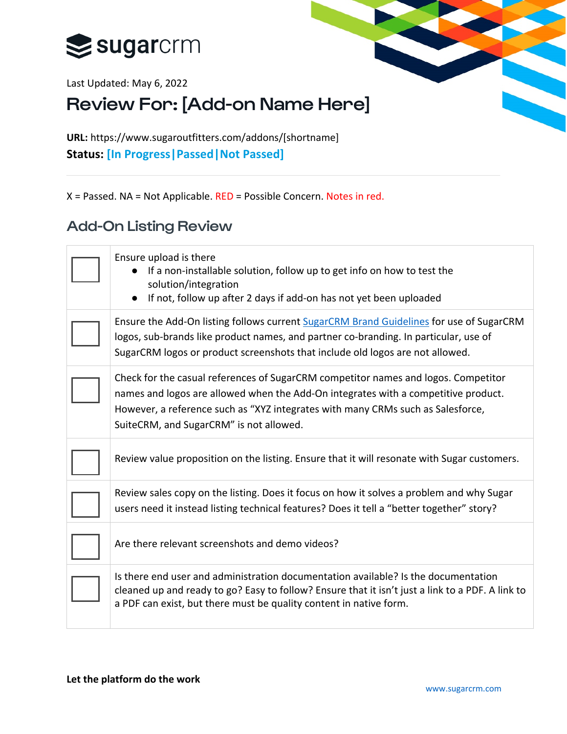sugarcrm

Last Updated: May 6, 2022

# Review For: [Add-on Name Here]

**URL:** https://www.sugaroutfitters.com/addons/[shortname]

**Status: [In Progress|Passed|Not Passed]**

---

X = Passed. NA = Not Applicable. RED = Possible Concern. Notes in red.

## Add-On Listing Review

| | |
|---|---|
| ☐ | Ensure upload is there<br>• If a non-installable solution, follow up to get info on how to test the solution/integration<br>• If not, follow up after 2 days if add-on has not yet been uploaded |
| ☐ | Ensure the Add-On listing follows current SugarCRM Brand Guidelines for use of SugarCRM logos, sub-brands like product names, and partner co-branding. In particular, use of SugarCRM logos or product screenshots that include old logos are not allowed. |
| ☐ | Check for the casual references of SugarCRM competitor names and logos. Competitor names and logos are allowed when the Add-On integrates with a competitive product. However, a reference such as "XYZ integrates with many CRMs such as Salesforce, SuiteCRM, and SugarCRM" is not allowed. |
| ☐ | Review value proposition on the listing. Ensure that it will resonate with Sugar customers. |
| ☐ | Review sales copy on the listing. Does it focus on how it solves a problem and why Sugar users need it instead listing technical features? Does it tell a "better together" story? |
| ☐ | Are there relevant screenshots and demo videos? |
| ☐ | Is there end user and administration documentation available? Is the documentation cleaned up and ready to go? Easy to follow? Ensure that it isn't just a link to a PDF. A link to a PDF can exist, but there must be quality content in native form. |

**Let the platform do the work**

www.sugarcrm.com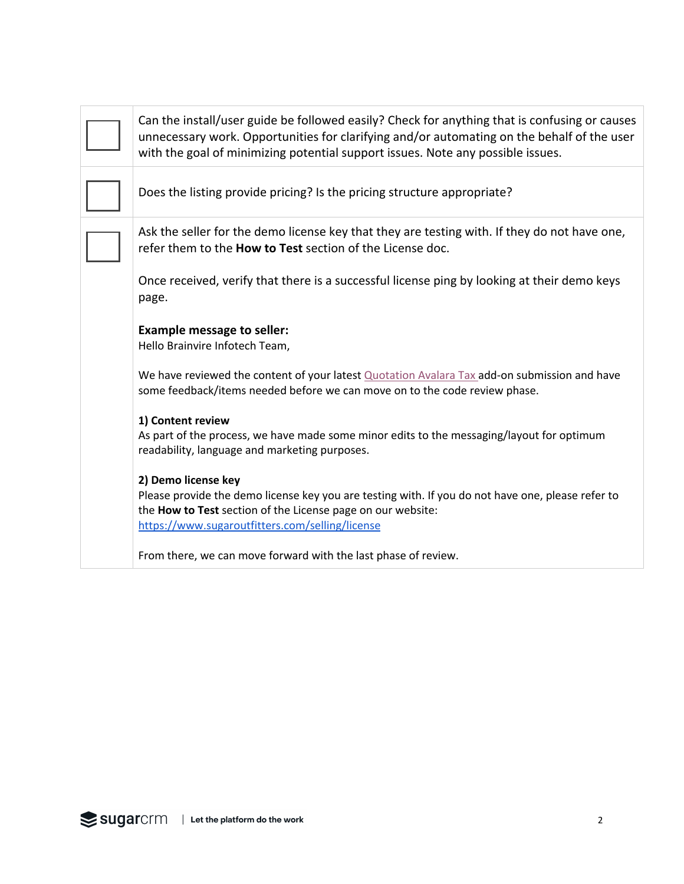| | |
|---|---|
| ☐ | Can the install/user guide be followed easily? Check for anything that is confusing or causes unnecessary work. Opportunities for clarifying and/or automating on the behalf of the user with the goal of minimizing potential support issues. Note any possible issues. |
| ☐ | Does the listing provide pricing? Is the pricing structure appropriate? |
| ☐ | Ask the seller for the demo license key that they are testing with. If they do not have one, refer them to the **How to Test** section of the License doc.<br><br>Once received, verify that there is a successful license ping by looking at their demo keys page.<br><br>**Example message to seller:**<br>Hello Brainvire Infotech Team,<br><br>We have reviewed the content of your latest Quotation Avalara Tax add-on submission and have some feedback/items needed before we can move on to the code review phase.<br><br>**1) Content review**<br>As part of the process, we have made some minor edits to the messaging/layout for optimum readability, language and marketing purposes.<br><br>**2) Demo license key**<br>Please provide the demo license key you are testing with. If you do not have one, please refer to the **How to Test** section of the License page on our website: https://www.sugaroutfitters.com/selling/license<br><br>From there, we can move forward with the last phase of review. |